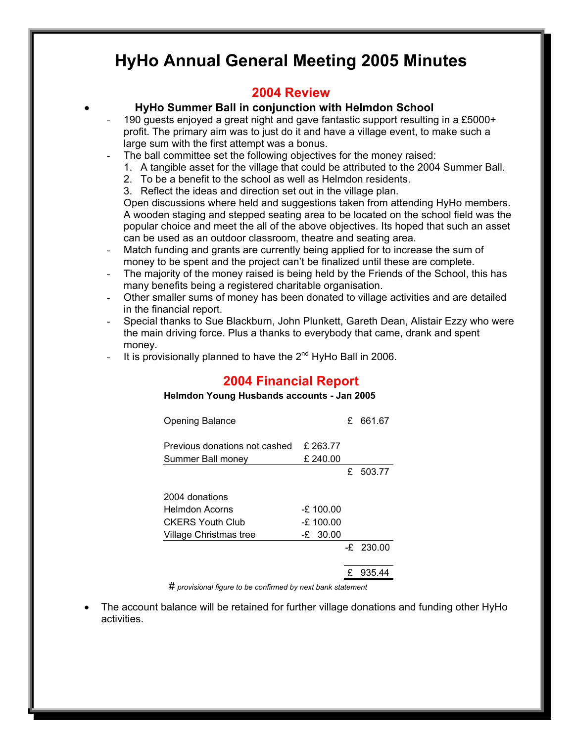# HyHo Annual General Meeting 2005 Minutes

## 2004 Review

- **HyHo Summer Ball in conjunction with Helmdon School**
  - 190 guests enjoyed a great night and gave fantastic support resulting in a £5000+ profit. The primary aim was to just do it and have a village event, to make such a large sum with the first attempt was a bonus.
  - The ball committee set the following objectives for the money raised:
    1. A tangible asset for the village that could be attributed to the 2004 Summer Ball.
    2. To be a benefit to the school as well as Helmdon residents.
    3. Reflect the ideas and direction set out in the village plan.

    Open discussions where held and suggestions taken from attending HyHo members. A wooden staging and stepped seating area to be located on the school field was the popular choice and meet the all of the above objectives. Its hoped that such an asset can be used as an outdoor classroom, theatre and seating area.
  - Match funding and grants are currently being applied for to increase the sum of money to be spent and the project can't be finalized until these are complete.
  - The majority of the money raised is being held by the Friends of the School, this has many benefits being a registered charitable organisation.
  - Other smaller sums of money has been donated to village activities and are detailed in the financial report.
  - Special thanks to Sue Blackburn, John Plunkett, Gareth Dean, Alistair Ezzy who were the main driving force. Plus a thanks to everybody that came, drank and spent money.
  - It is provisionally planned to have the 2nd HyHo Ball in 2006.

## 2004 Financial Report

**Helmdon Young Husbands accounts - Jan 2005**

| | | |
|---|---|---|
| Opening Balance | | £ 661.67 |
| | | |
| Previous donations not cashed | £ 263.77 | |
| Summer Ball money | £ 240.00 | |
| | | £ 503.77 |
| | | |
| 2004 donations | | |
| Helmdon Acorns | -£ 100.00 | |
| CKERS Youth Club | -£ 100.00 | |
| Village Christmas tree | -£ 30.00 | |
| | | -£ 230.00 |
| | | |
| | | £ 935.44 |

# *provisional figure to be confirmed by next bank statement*

- The account balance will be retained for further village donations and funding other HyHo activities.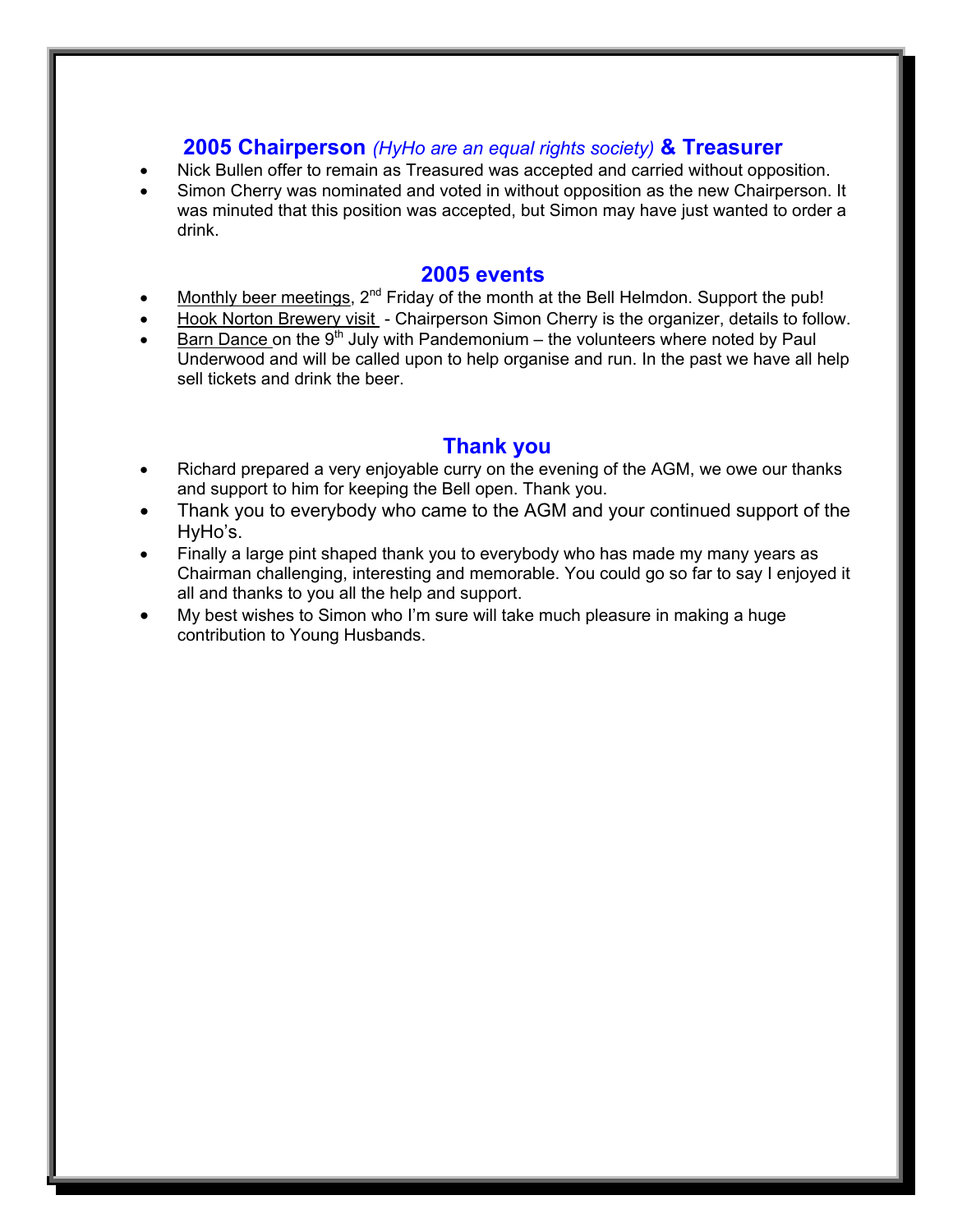## 2005 Chairperson *(HyHo are an equal rights society)* & Treasurer

- Nick Bullen offer to remain as Treasured was accepted and carried without opposition.
- Simon Cherry was nominated and voted in without opposition as the new Chairperson. It was minuted that this position was accepted, but Simon may have just wanted to order a drink.

## 2005 events

- Monthly beer meetings, 2nd Friday of the month at the Bell Helmdon. Support the pub!
- Hook Norton Brewery visit - Chairperson Simon Cherry is the organizer, details to follow.
- Barn Dance on the 9th July with Pandemonium – the volunteers where noted by Paul Underwood and will be called upon to help organise and run. In the past we have all help sell tickets and drink the beer.

## Thank you

- Richard prepared a very enjoyable curry on the evening of the AGM, we owe our thanks and support to him for keeping the Bell open. Thank you.
- Thank you to everybody who came to the AGM and your continued support of the HyHo's.
- Finally a large pint shaped thank you to everybody who has made my many years as Chairman challenging, interesting and memorable. You could go so far to say I enjoyed it all and thanks to you all the help and support.
- My best wishes to Simon who I'm sure will take much pleasure in making a huge contribution to Young Husbands.